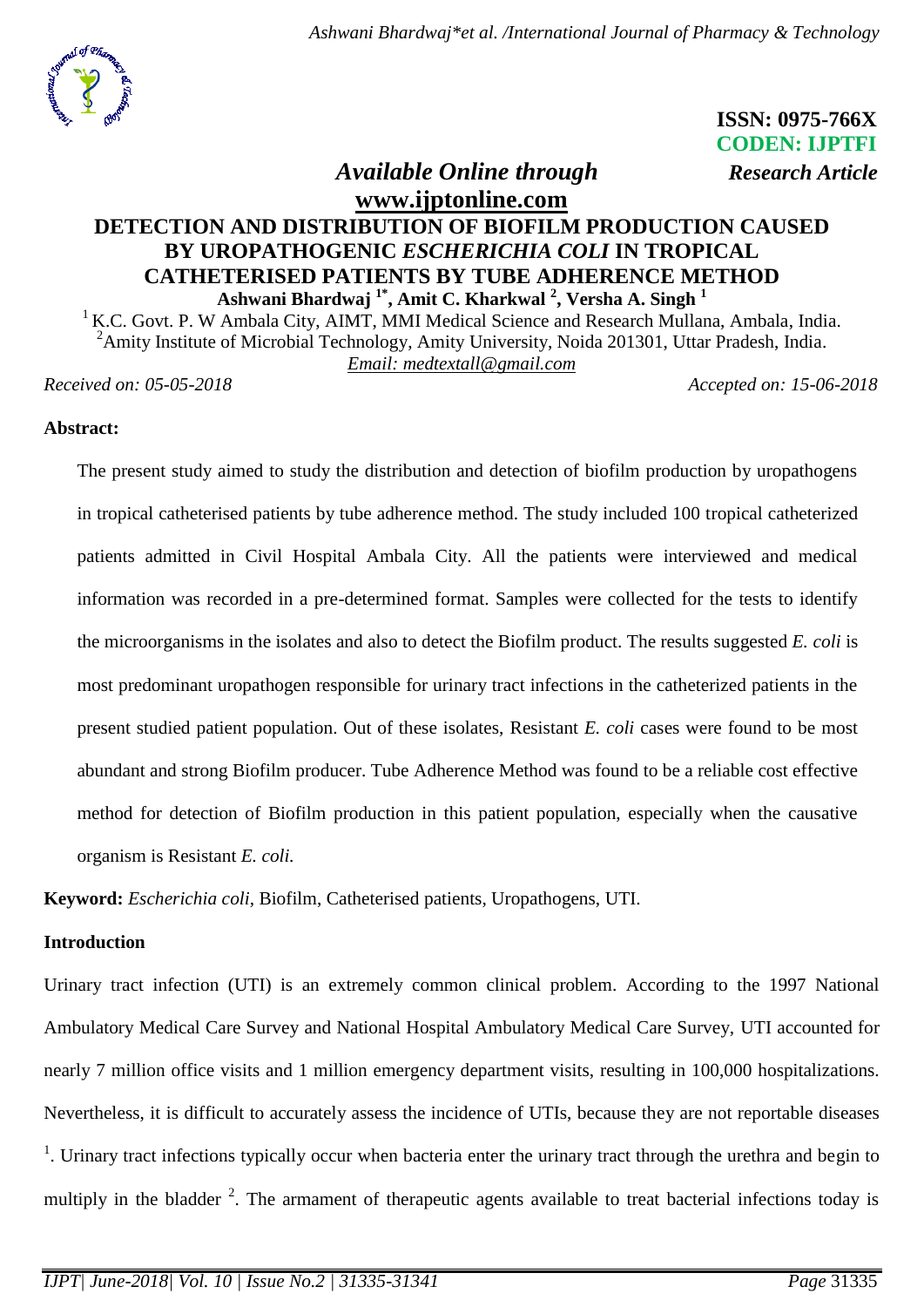ISSN: 0975-766X
CODEN: IJPTFI
*Available Online through* *Research Article*
**www.ijptonline.com**

# DETECTION AND DISTRIBUTION OF BIOFILM PRODUCTION CAUSED BY UROPATHOGENIC *ESCHERICHIA COLI* IN TROPICAL CATHETERISED PATIENTS BY TUBE ADHERENCE METHOD

**Ashwani Bhardwaj [1*], Amit C. Kharkwal [2], Versha A. Singh [1]**

[1] K.C. Govt. P. W Ambala City, AIMT, MMI Medical Science and Research Mullana, Ambala, India.
[2] Amity Institute of Microbial Technology, Amity University, Noida 201301, Uttar Pradesh, India.
*Email: medtextall@gmail.com*

*Received on: 05-05-2018* *Accepted on: 15-06-2018*

## Abstract:

The present study aimed to study the distribution and detection of biofilm production by uropathogens in tropical catheterised patients by tube adherence method. The study included 100 tropical catheterized patients admitted in Civil Hospital Ambala City. All the patients were interviewed and medical information was recorded in a pre-determined format. Samples were collected for the tests to identify the microorganisms in the isolates and also to detect the Biofilm product. The results suggested *E. coli* is most predominant uropathogen responsible for urinary tract infections in the catheterized patients in the present studied patient population. Out of these isolates, Resistant *E. coli* cases were found to be most abundant and strong Biofilm producer. Tube Adherence Method was found to be a reliable cost effective method for detection of Biofilm production in this patient population, especially when the causative organism is Resistant *E. coli.*

**Keyword:** *Escherichia coli*, Biofilm, Catheterised patients, Uropathogens, UTI.

## Introduction

Urinary tract infection (UTI) is an extremely common clinical problem. According to the 1997 National Ambulatory Medical Care Survey and National Hospital Ambulatory Medical Care Survey, UTI accounted for nearly 7 million office visits and 1 million emergency department visits, resulting in 100,000 hospitalizations. Nevertheless, it is difficult to accurately assess the incidence of UTIs, because they are not reportable diseases [1]. Urinary tract infections typically occur when bacteria enter the urinary tract through the urethra and begin to multiply in the bladder [2]. The armament of therapeutic agents available to treat bacterial infections today is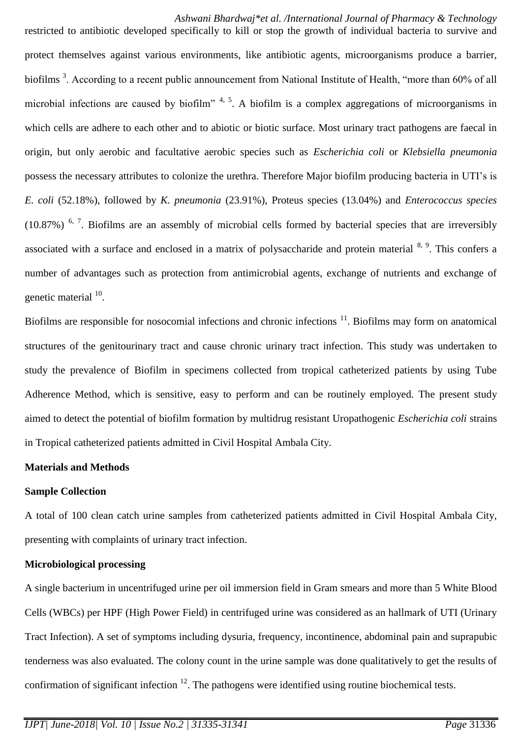restricted to antibiotic developed specifically to kill or stop the growth of individual bacteria to survive and protect themselves against various environments, like antibiotic agents, microorganisms produce a barrier, biofilms [3]. According to a recent public announcement from National Institute of Health, "more than 60% of all microbial infections are caused by biofilm" [4, 5]. A biofilm is a complex aggregations of microorganisms in which cells are adhere to each other and to abiotic or biotic surface. Most urinary tract pathogens are faecal in origin, but only aerobic and facultative aerobic species such as *Escherichia coli* or *Klebsiella pneumonia* possess the necessary attributes to colonize the urethra. Therefore Major biofilm producing bacteria in UTI's is *E. coli* (52.18%), followed by *K. pneumonia* (23.91%), Proteus species (13.04%) and *Enterococcus species* (10.87%) [6, 7]. Biofilms are an assembly of microbial cells formed by bacterial species that are irreversibly associated with a surface and enclosed in a matrix of polysaccharide and protein material [8, 9]. This confers a number of advantages such as protection from antimicrobial agents, exchange of nutrients and exchange of genetic material [10].

Biofilms are responsible for nosocomial infections and chronic infections [11]. Biofilms may form on anatomical structures of the genitourinary tract and cause chronic urinary tract infection. This study was undertaken to study the prevalence of Biofilm in specimens collected from tropical catheterized patients by using Tube Adherence Method, which is sensitive, easy to perform and can be routinely employed. The present study aimed to detect the potential of biofilm formation by multidrug resistant Uropathogenic *Escherichia coli* strains in Tropical catheterized patients admitted in Civil Hospital Ambala City.

## Materials and Methods

### Sample Collection

A total of 100 clean catch urine samples from catheterized patients admitted in Civil Hospital Ambala City, presenting with complaints of urinary tract infection.

### Microbiological processing

A single bacterium in uncentrifuged urine per oil immersion field in Gram smears and more than 5 White Blood Cells (WBCs) per HPF (High Power Field) in centrifuged urine was considered as an hallmark of UTI (Urinary Tract Infection). A set of symptoms including dysuria, frequency, incontinence, abdominal pain and suprapubic tenderness was also evaluated. The colony count in the urine sample was done qualitatively to get the results of confirmation of significant infection [12]. The pathogens were identified using routine biochemical tests.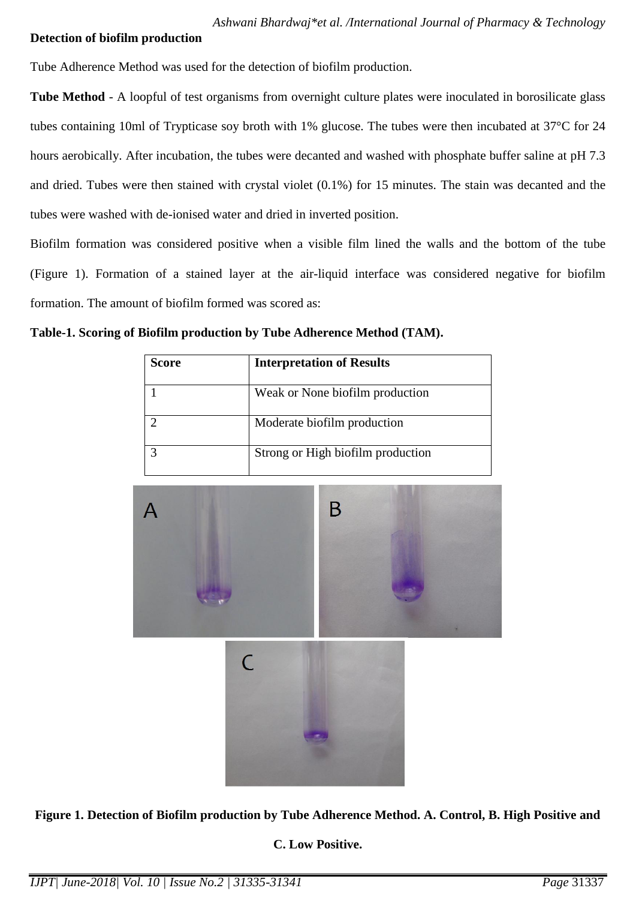**Detection of biofilm production**

Tube Adherence Method was used for the detection of biofilm production.

**Tube Method** - A loopful of test organisms from overnight culture plates were inoculated in borosilicate glass tubes containing 10ml of Trypticase soy broth with 1% glucose. The tubes were then incubated at 37°C for 24 hours aerobically. After incubation, the tubes were decanted and washed with phosphate buffer saline at pH 7.3 and dried. Tubes were then stained with crystal violet (0.1%) for 15 minutes. The stain was decanted and the tubes were washed with de-ionised water and dried in inverted position.

Biofilm formation was considered positive when a visible film lined the walls and the bottom of the tube (Figure 1). Formation of a stained layer at the air-liquid interface was considered negative for biofilm formation. The amount of biofilm formed was scored as:

**Table-1. Scoring of Biofilm production by Tube Adherence Method (TAM).**

| Score | Interpretation of Results |
|---|---|
| 1 | Weak or None biofilm production |
| 2 | Moderate biofilm production |
| 3 | Strong or High biofilm production |

**Figure 1. Detection of Biofilm production by Tube Adherence Method. A. Control, B. High Positive and C. Low Positive.**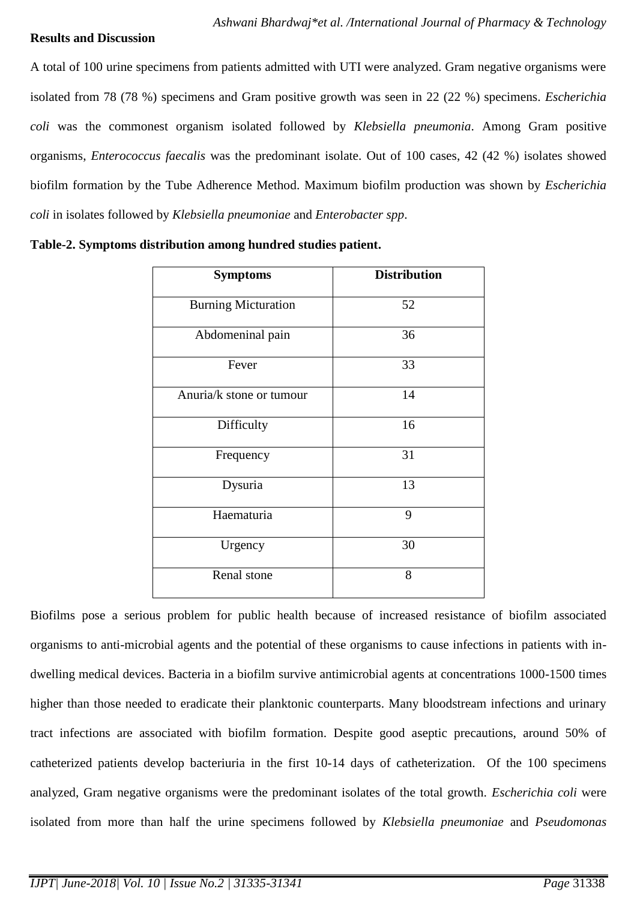**Results and Discussion**

A total of 100 urine specimens from patients admitted with UTI were analyzed. Gram negative organisms were isolated from 78 (78 %) specimens and Gram positive growth was seen in 22 (22 %) specimens. *Escherichia coli* was the commonest organism isolated followed by *Klebsiella pneumonia*. Among Gram positive organisms, *Enterococcus faecalis* was the predominant isolate. Out of 100 cases, 42 (42 %) isolates showed biofilm formation by the Tube Adherence Method. Maximum biofilm production was shown by *Escherichia coli* in isolates followed by *Klebsiella pneumoniae* and *Enterobacter spp*.

**Table-2. Symptoms distribution among hundred studies patient.**

| Symptoms | Distribution |
|---|---|
| Burning Micturation | 52 |
| Abdomeninal pain | 36 |
| Fever | 33 |
| Anuria/k stone or tumour | 14 |
| Difficulty | 16 |
| Frequency | 31 |
| Dysuria | 13 |
| Haematuria | 9 |
| Urgency | 30 |
| Renal stone | 8 |

Biofilms pose a serious problem for public health because of increased resistance of biofilm associated organisms to anti-microbial agents and the potential of these organisms to cause infections in patients with in-dwelling medical devices. Bacteria in a biofilm survive antimicrobial agents at concentrations 1000-1500 times higher than those needed to eradicate their planktonic counterparts. Many bloodstream infections and urinary tract infections are associated with biofilm formation. Despite good aseptic precautions, around 50% of catheterized patients develop bacteriuria in the first 10-14 days of catheterization. Of the 100 specimens analyzed, Gram negative organisms were the predominant isolates of the total growth. *Escherichia coli* were isolated from more than half the urine specimens followed by *Klebsiella pneumoniae* and *Pseudomonas*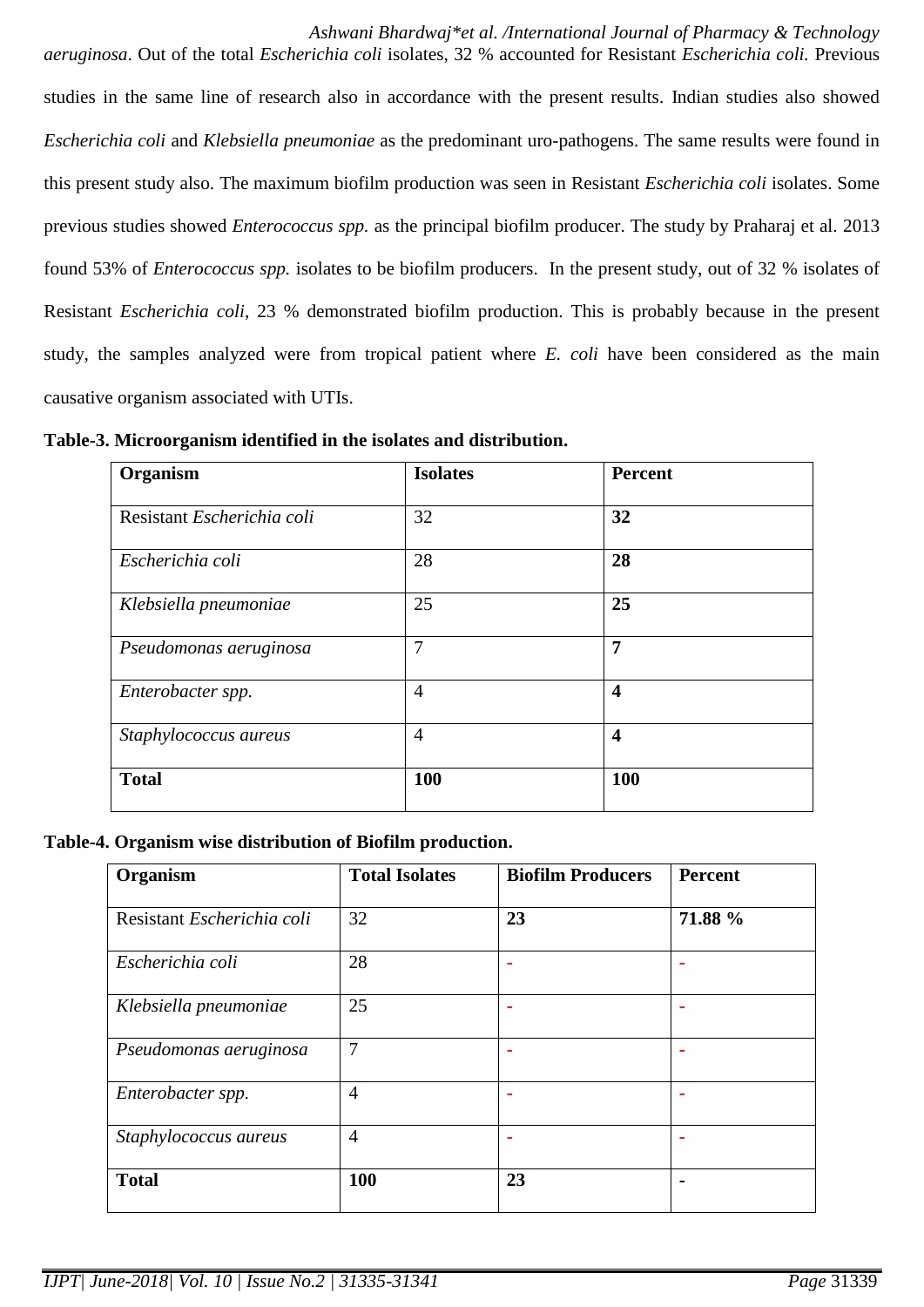*aeruginosa*. Out of the total *Escherichia coli* isolates, 32 % accounted for Resistant *Escherichia coli.* Previous studies in the same line of research also in accordance with the present results. Indian studies also showed *Escherichia coli* and *Klebsiella pneumoniae* as the predominant uro-pathogens. The same results were found in this present study also. The maximum biofilm production was seen in Resistant *Escherichia coli* isolates. Some previous studies showed *Enterococcus spp.* as the principal biofilm producer. The study by Praharaj et al. 2013 found 53% of *Enterococcus spp.* isolates to be biofilm producers. In the present study, out of 32 % isolates of Resistant *Escherichia coli*, 23 % demonstrated biofilm production. This is probably because in the present study, the samples analyzed were from tropical patient where *E. coli* have been considered as the main causative organism associated with UTIs.

**Table-3. Microorganism identified in the isolates and distribution.**

| **Organism** | **Isolates** | **Percent** |
|---|---|---|
| Resistant *Escherichia coli* | 32 | **32** |
| *Escherichia coli* | 28 | **28** |
| *Klebsiella pneumoniae* | 25 | **25** |
| *Pseudomonas aeruginosa* | 7 | **7** |
| *Enterobacter spp.* | 4 | **4** |
| *Staphylococcus aureus* | 4 | **4** |
| **Total** | **100** | **100** |

**Table-4. Organism wise distribution of Biofilm production.**

| **Organism** | **Total Isolates** | **Biofilm Producers** | **Percent** |
|---|---|---|---|
| Resistant *Escherichia coli* | 32 | **23** | **71.88 %** |
| *Escherichia coli* | 28 | - | - |
| *Klebsiella pneumoniae* | 25 | - | - |
| *Pseudomonas aeruginosa* | 7 | - | - |
| *Enterobacter spp.* | 4 | - | - |
| *Staphylococcus aureus* | 4 | - | - |
| **Total** | **100** | **23** | **-** |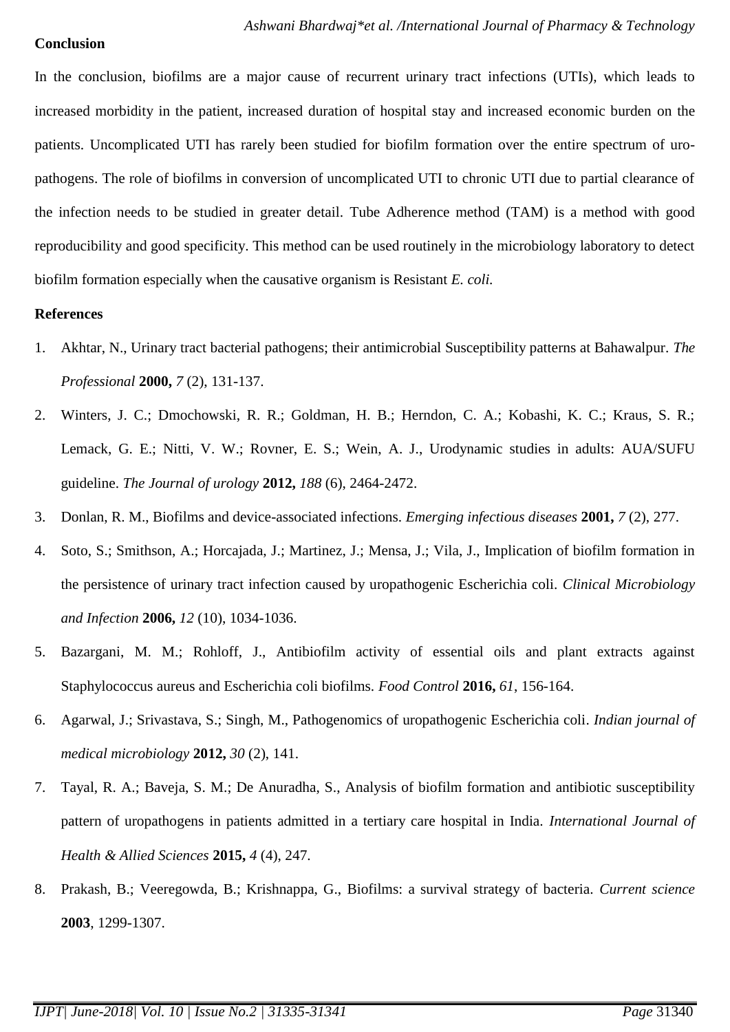## Conclusion

In the conclusion, biofilms are a major cause of recurrent urinary tract infections (UTIs), which leads to increased morbidity in the patient, increased duration of hospital stay and increased economic burden on the patients. Uncomplicated UTI has rarely been studied for biofilm formation over the entire spectrum of uro-pathogens. The role of biofilms in conversion of uncomplicated UTI to chronic UTI due to partial clearance of the infection needs to be studied in greater detail. Tube Adherence method (TAM) is a method with good reproducibility and good specificity. This method can be used routinely in the microbiology laboratory to detect biofilm formation especially when the causative organism is Resistant *E. coli.*

## References

1. Akhtar, N., Urinary tract bacterial pathogens; their antimicrobial Susceptibility patterns at Bahawalpur. *The Professional* **2000,** *7* (2), 131-137.
2. Winters, J. C.; Dmochowski, R. R.; Goldman, H. B.; Herndon, C. A.; Kobashi, K. C.; Kraus, S. R.; Lemack, G. E.; Nitti, V. W.; Rovner, E. S.; Wein, A. J., Urodynamic studies in adults: AUA/SUFU guideline. *The Journal of urology* **2012,** *188* (6), 2464-2472.
3. Donlan, R. M., Biofilms and device-associated infections. *Emerging infectious diseases* **2001,** *7* (2), 277.
4. Soto, S.; Smithson, A.; Horcajada, J.; Martinez, J.; Mensa, J.; Vila, J., Implication of biofilm formation in the persistence of urinary tract infection caused by uropathogenic Escherichia coli. *Clinical Microbiology and Infection* **2006,** *12* (10), 1034-1036.
5. Bazargani, M. M.; Rohloff, J., Antibiofilm activity of essential oils and plant extracts against Staphylococcus aureus and Escherichia coli biofilms. *Food Control* **2016,** *61*, 156-164.
6. Agarwal, J.; Srivastava, S.; Singh, M., Pathogenomics of uropathogenic Escherichia coli. *Indian journal of medical microbiology* **2012,** *30* (2), 141.
7. Tayal, R. A.; Baveja, S. M.; De Anuradha, S., Analysis of biofilm formation and antibiotic susceptibility pattern of uropathogens in patients admitted in a tertiary care hospital in India. *International Journal of Health & Allied Sciences* **2015,** *4* (4), 247.
8. Prakash, B.; Veeregowda, B.; Krishnappa, G., Biofilms: a survival strategy of bacteria. *Current science* **2003**, 1299-1307.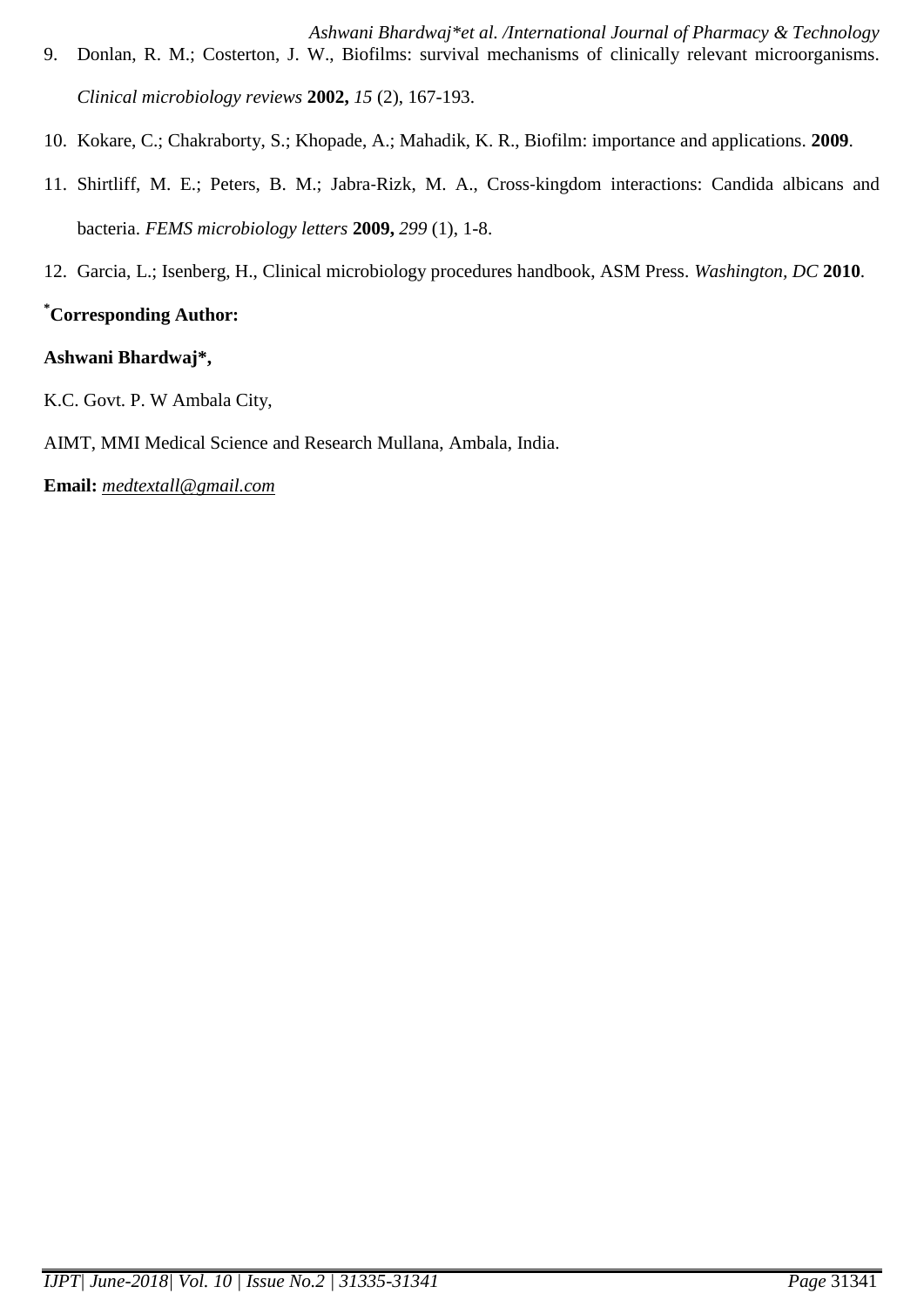9. Donlan, R. M.; Costerton, J. W., Biofilms: survival mechanisms of clinically relevant microorganisms. *Clinical microbiology reviews* **2002,** *15* (2), 167-193.
10. Kokare, C.; Chakraborty, S.; Khopade, A.; Mahadik, K. R., Biofilm: importance and applications. **2009**.
11. Shirtliff, M. E.; Peters, B. M.; Jabra-Rizk, M. A., Cross-kingdom interactions: Candida albicans and bacteria. *FEMS microbiology letters* **2009,** *299* (1), 1-8.
12. Garcia, L.; Isenberg, H., Clinical microbiology procedures handbook, ASM Press. *Washington, DC* **2010**.

**\*Corresponding Author:**

**Ashwani Bhardwaj\*,**

K.C. Govt. P. W Ambala City,

AIMT, MMI Medical Science and Research Mullana, Ambala, India.

**Email:** medtextall@gmail.com